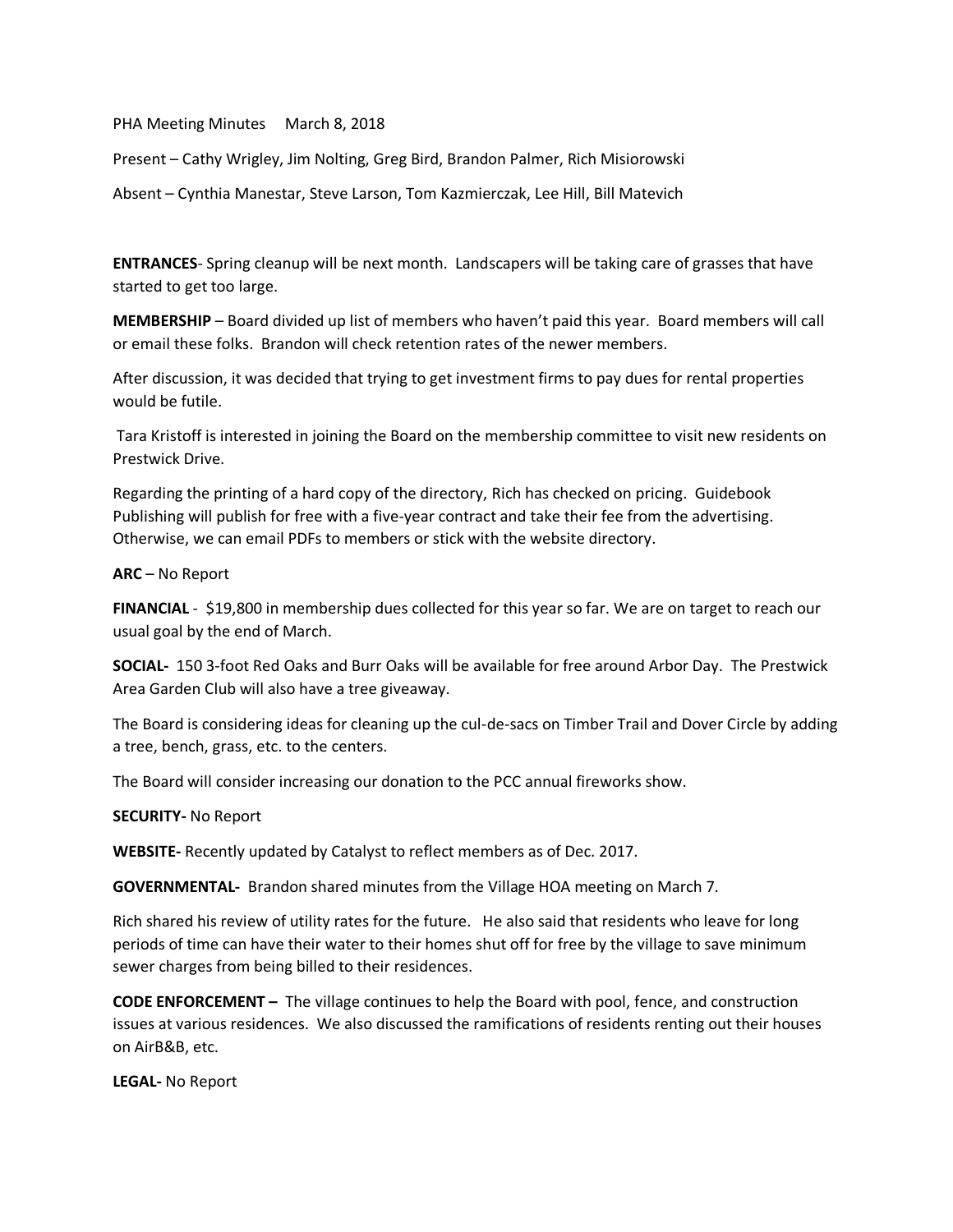PHA Meeting Minutes     March 8, 2018

Present – Cathy Wrigley, Jim Nolting, Greg Bird, Brandon Palmer, Rich Misiorowski

Absent – Cynthia Manestar, Steve Larson, Tom Kazmierczak, Lee Hill, Bill Matevich

**ENTRANCES**- Spring cleanup will be next month. Landscapers will be taking care of grasses that have started to get too large.

**MEMBERSHIP** – Board divided up list of members who haven't paid this year. Board members will call or email these folks. Brandon will check retention rates of the newer members.

After discussion, it was decided that trying to get investment firms to pay dues for rental properties would be futile.

Tara Kristoff is interested in joining the Board on the membership committee to visit new residents on Prestwick Drive.

Regarding the printing of a hard copy of the directory, Rich has checked on pricing. Guidebook Publishing will publish for free with a five-year contract and take their fee from the advertising. Otherwise, we can email PDFs to members or stick with the website directory.

**ARC** – No Report

**FINANCIAL** - $19,800 in membership dues collected for this year so far. We are on target to reach our usual goal by the end of March.

**SOCIAL-** 150 3-foot Red Oaks and Burr Oaks will be available for free around Arbor Day. The Prestwick Area Garden Club will also have a tree giveaway.

The Board is considering ideas for cleaning up the cul-de-sacs on Timber Trail and Dover Circle by adding a tree, bench, grass, etc. to the centers.

The Board will consider increasing our donation to the PCC annual fireworks show.

**SECURITY-** No Report

**WEBSITE-** Recently updated by Catalyst to reflect members as of Dec. 2017.

**GOVERNMENTAL-** Brandon shared minutes from the Village HOA meeting on March 7.

Rich shared his review of utility rates for the future. He also said that residents who leave for long periods of time can have their water to their homes shut off for free by the village to save minimum sewer charges from being billed to their residences.

**CODE ENFORCEMENT –** The village continues to help the Board with pool, fence, and construction issues at various residences. We also discussed the ramifications of residents renting out their houses on AirB&B, etc.

**LEGAL-** No Report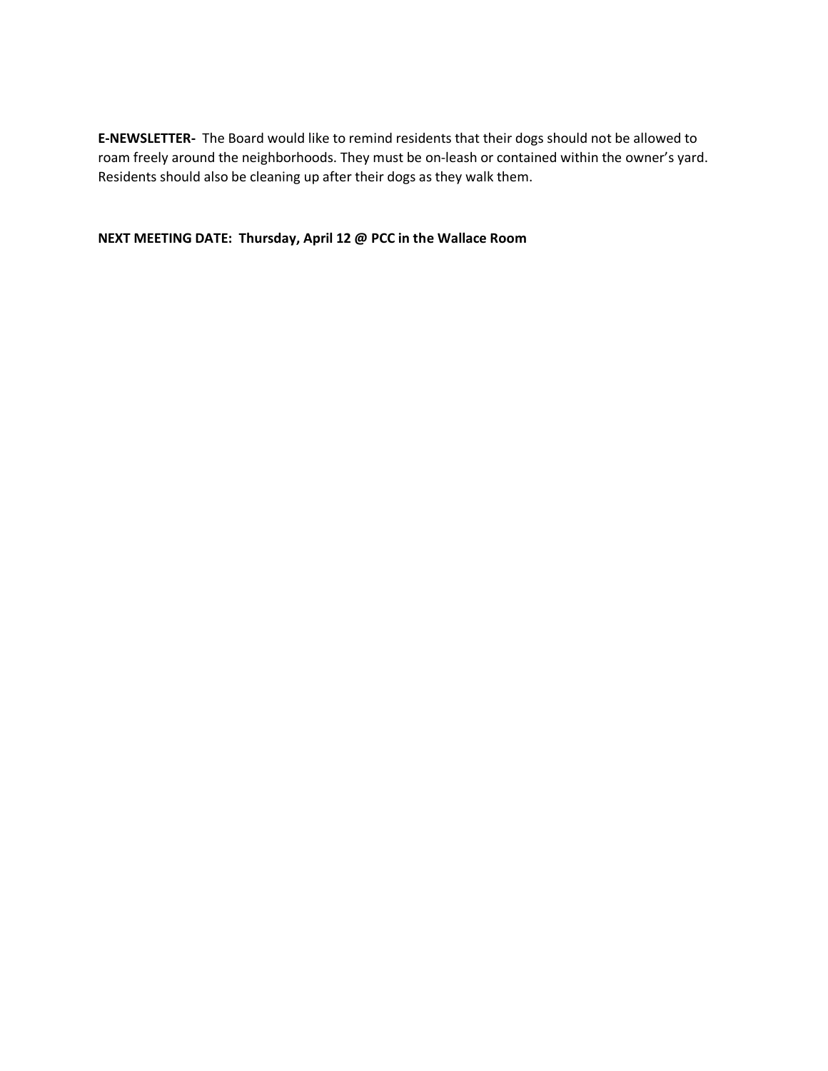**E-NEWSLETTER-** The Board would like to remind residents that their dogs should not be allowed to roam freely around the neighborhoods. They must be on-leash or contained within the owner's yard. Residents should also be cleaning up after their dogs as they walk them.

**NEXT MEETING DATE: Thursday, April 12 @ PCC in the Wallace Room**